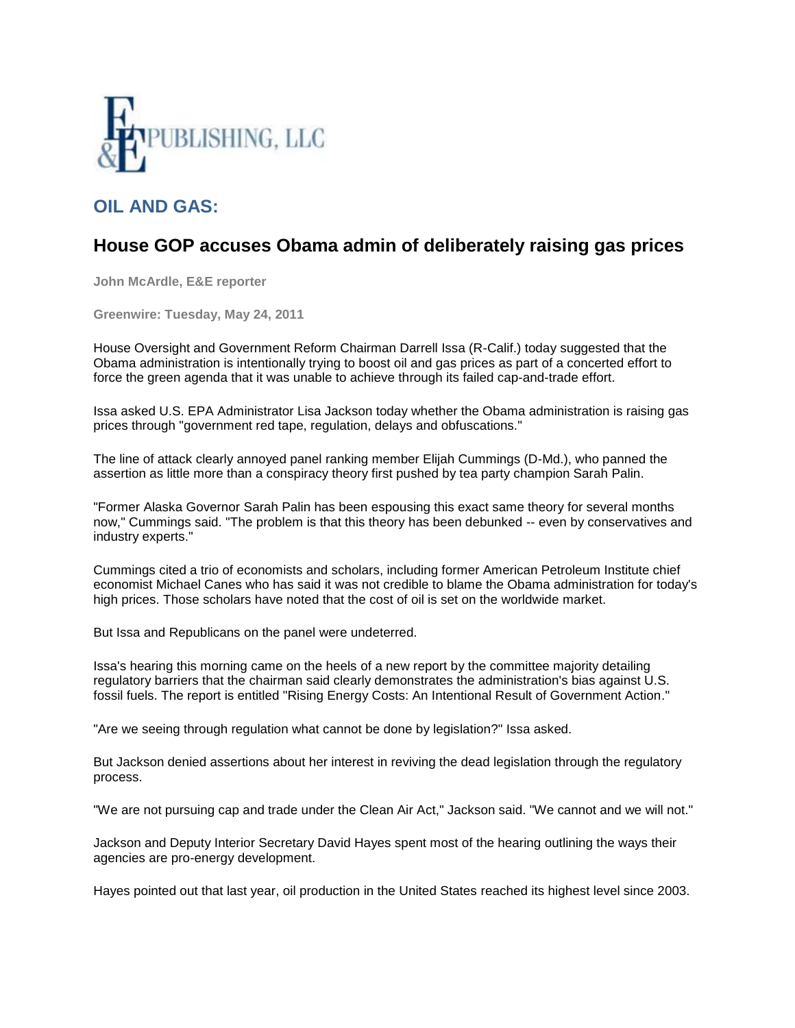E&E PUBLISHING, LLC

## OIL AND GAS:

# House GOP accuses Obama admin of deliberately raising gas prices

**John McArdle, E&E reporter**

**Greenwire: Tuesday, May 24, 2011**

House Oversight and Government Reform Chairman Darrell Issa (R-Calif.) today suggested that the Obama administration is intentionally trying to boost oil and gas prices as part of a concerted effort to force the green agenda that it was unable to achieve through its failed cap-and-trade effort.

Issa asked U.S. EPA Administrator Lisa Jackson today whether the Obama administration is raising gas prices through "government red tape, regulation, delays and obfuscations."

The line of attack clearly annoyed panel ranking member Elijah Cummings (D-Md.), who panned the assertion as little more than a conspiracy theory first pushed by tea party champion Sarah Palin.

"Former Alaska Governor Sarah Palin has been espousing this exact same theory for several months now," Cummings said. "The problem is that this theory has been debunked -- even by conservatives and industry experts."

Cummings cited a trio of economists and scholars, including former American Petroleum Institute chief economist Michael Canes who has said it was not credible to blame the Obama administration for today's high prices. Those scholars have noted that the cost of oil is set on the worldwide market.

But Issa and Republicans on the panel were undeterred.

Issa's hearing this morning came on the heels of a new report by the committee majority detailing regulatory barriers that the chairman said clearly demonstrates the administration's bias against U.S. fossil fuels. The report is entitled "Rising Energy Costs: An Intentional Result of Government Action."

"Are we seeing through regulation what cannot be done by legislation?" Issa asked.

But Jackson denied assertions about her interest in reviving the dead legislation through the regulatory process.

"We are not pursuing cap and trade under the Clean Air Act," Jackson said. "We cannot and we will not."

Jackson and Deputy Interior Secretary David Hayes spent most of the hearing outlining the ways their agencies are pro-energy development.

Hayes pointed out that last year, oil production in the United States reached its highest level since 2003.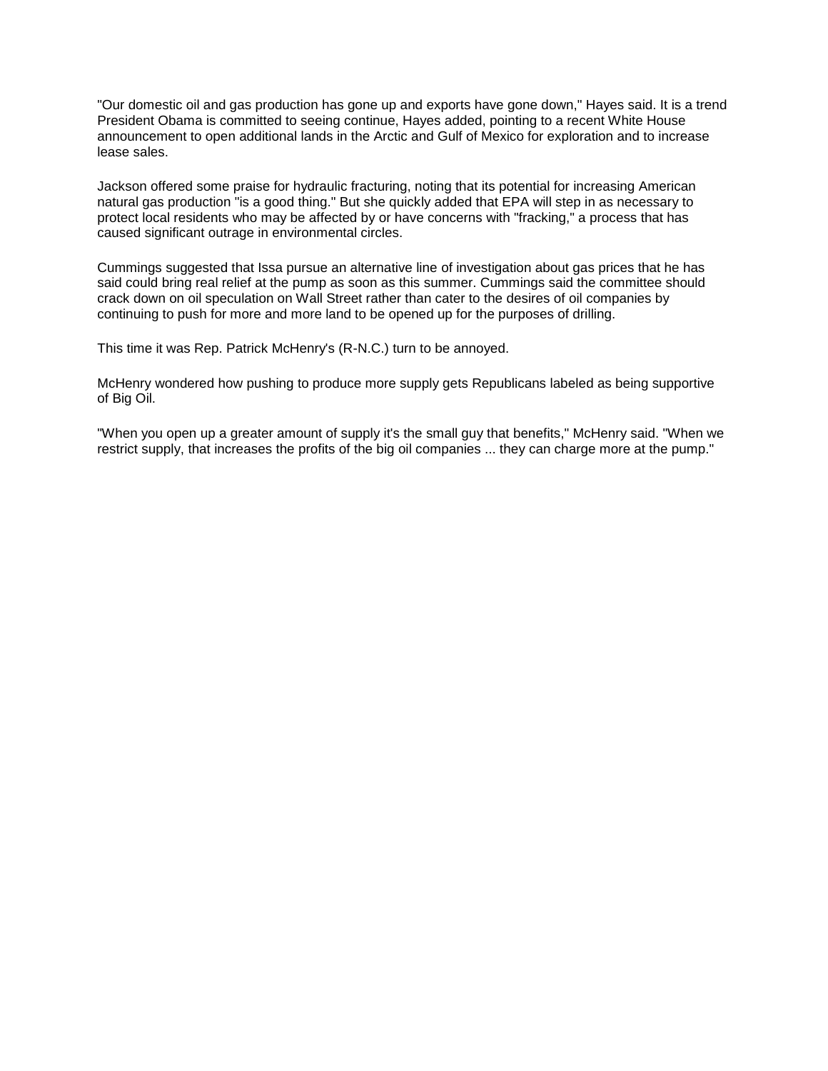"Our domestic oil and gas production has gone up and exports have gone down," Hayes said. It is a trend President Obama is committed to seeing continue, Hayes added, pointing to a recent White House announcement to open additional lands in the Arctic and Gulf of Mexico for exploration and to increase lease sales.

Jackson offered some praise for hydraulic fracturing, noting that its potential for increasing American natural gas production "is a good thing." But she quickly added that EPA will step in as necessary to protect local residents who may be affected by or have concerns with "fracking," a process that has caused significant outrage in environmental circles.

Cummings suggested that Issa pursue an alternative line of investigation about gas prices that he has said could bring real relief at the pump as soon as this summer. Cummings said the committee should crack down on oil speculation on Wall Street rather than cater to the desires of oil companies by continuing to push for more and more land to be opened up for the purposes of drilling.

This time it was Rep. Patrick McHenry's (R-N.C.) turn to be annoyed.

McHenry wondered how pushing to produce more supply gets Republicans labeled as being supportive of Big Oil.

"When you open up a greater amount of supply it's the small guy that benefits," McHenry said. "When we restrict supply, that increases the profits of the big oil companies ... they can charge more at the pump."